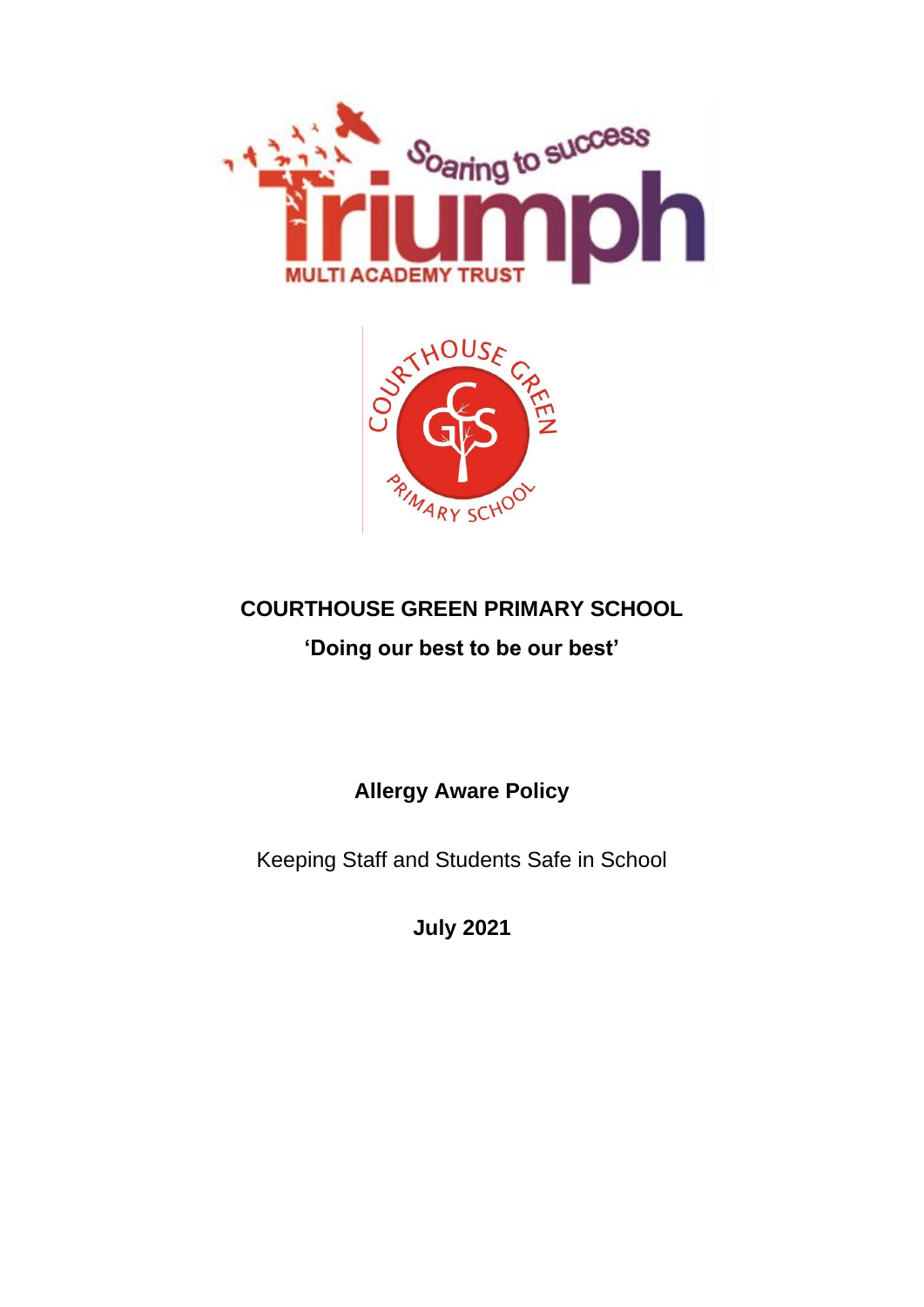# COURTHOUSE GREEN PRIMARY SCHOOL

**'Doing our best to be our best'**

## Allergy Aware Policy

Keeping Staff and Students Safe in School

**July 2021**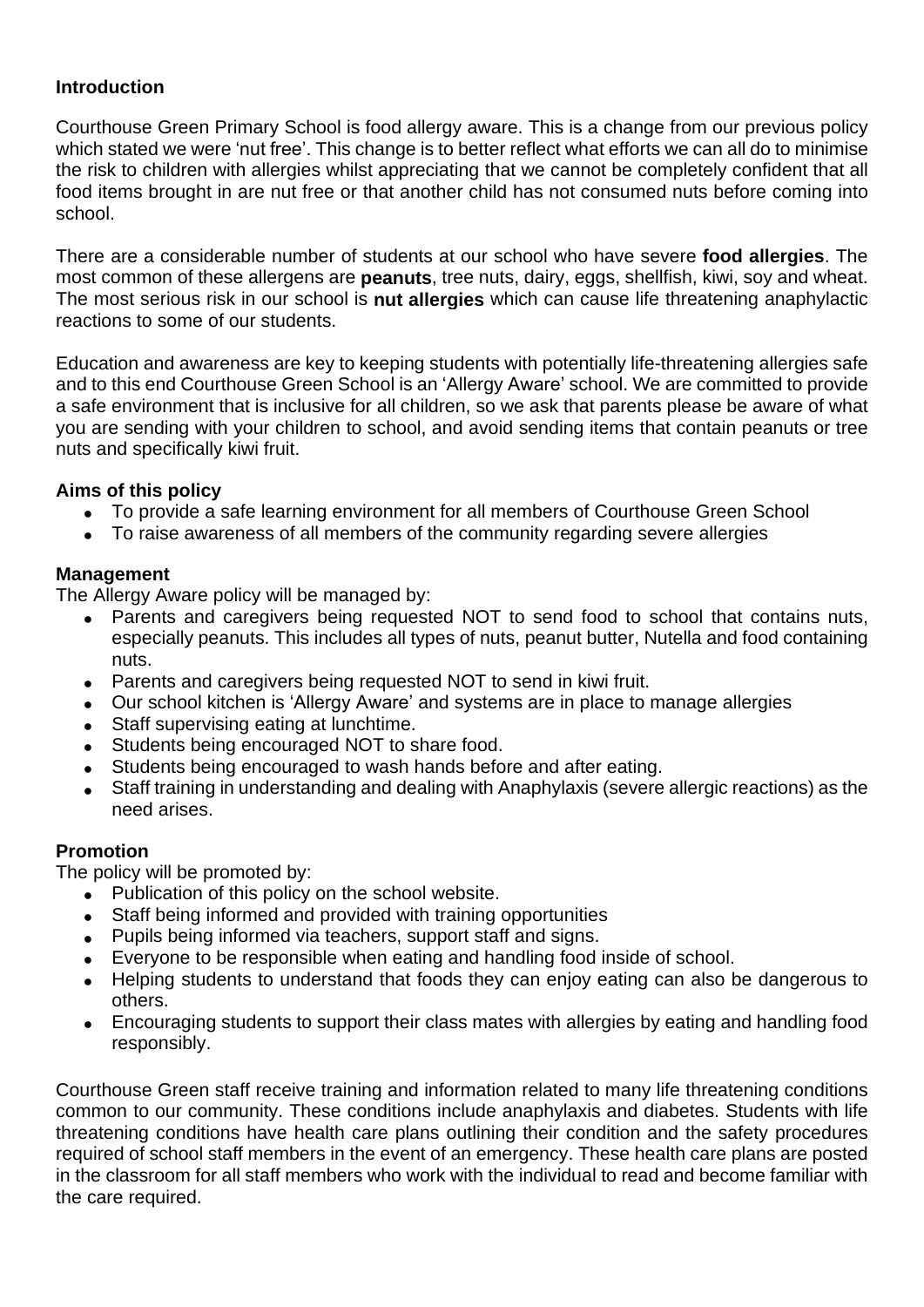## Introduction

Courthouse Green Primary School is food allergy aware. This is a change from our previous policy which stated we were 'nut free'. This change is to better reflect what efforts we can all do to minimise the risk to children with allergies whilst appreciating that we cannot be completely confident that all food items brought in are nut free or that another child has not consumed nuts before coming into school.

There are a considerable number of students at our school who have severe **food allergies**. The most common of these allergens are **peanuts**, tree nuts, dairy, eggs, shellfish, kiwi, soy and wheat. The most serious risk in our school is **nut allergies** which can cause life threatening anaphylactic reactions to some of our students.

Education and awareness are key to keeping students with potentially life-threatening allergies safe and to this end Courthouse Green School is an 'Allergy Aware' school. We are committed to provide a safe environment that is inclusive for all children, so we ask that parents please be aware of what you are sending with your children to school, and avoid sending items that contain peanuts or tree nuts and specifically kiwi fruit.

## Aims of this policy

- To provide a safe learning environment for all members of Courthouse Green School
- To raise awareness of all members of the community regarding severe allergies

## Management

The Allergy Aware policy will be managed by:

- Parents and caregivers being requested NOT to send food to school that contains nuts, especially peanuts. This includes all types of nuts, peanut butter, Nutella and food containing nuts.
- Parents and caregivers being requested NOT to send in kiwi fruit.
- Our school kitchen is 'Allergy Aware' and systems are in place to manage allergies
- Staff supervising eating at lunchtime.
- Students being encouraged NOT to share food.
- Students being encouraged to wash hands before and after eating.
- Staff training in understanding and dealing with Anaphylaxis (severe allergic reactions) as the need arises.

## Promotion

The policy will be promoted by:

- Publication of this policy on the school website.
- Staff being informed and provided with training opportunities
- Pupils being informed via teachers, support staff and signs.
- Everyone to be responsible when eating and handling food inside of school.
- Helping students to understand that foods they can enjoy eating can also be dangerous to others.
- Encouraging students to support their class mates with allergies by eating and handling food responsibly.

Courthouse Green staff receive training and information related to many life threatening conditions common to our community. These conditions include anaphylaxis and diabetes. Students with life threatening conditions have health care plans outlining their condition and the safety procedures required of school staff members in the event of an emergency. These health care plans are posted in the classroom for all staff members who work with the individual to read and become familiar with the care required.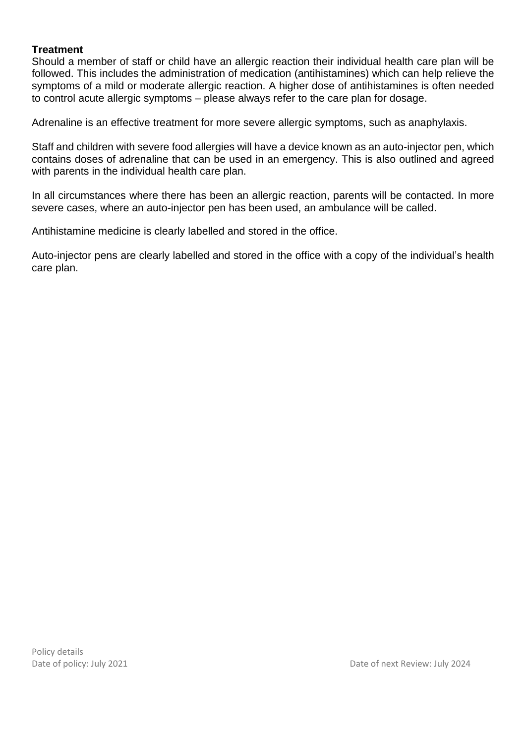**Treatment**

Should a member of staff or child have an allergic reaction their individual health care plan will be followed. This includes the administration of medication (antihistamines) which can help relieve the symptoms of a mild or moderate allergic reaction. A higher dose of antihistamines is often needed to control acute allergic symptoms – please always refer to the care plan for dosage.

Adrenaline is an effective treatment for more severe allergic symptoms, such as anaphylaxis.

Staff and children with severe food allergies will have a device known as an auto-injector pen, which contains doses of adrenaline that can be used in an emergency. This is also outlined and agreed with parents in the individual health care plan.

In all circumstances where there has been an allergic reaction, parents will be contacted. In more severe cases, where an auto-injector pen has been used, an ambulance will be called.

Antihistamine medicine is clearly labelled and stored in the office.

Auto-injector pens are clearly labelled and stored in the office with a copy of the individual's health care plan.

Policy details
Date of policy: July 2021 Date of next Review: July 2024